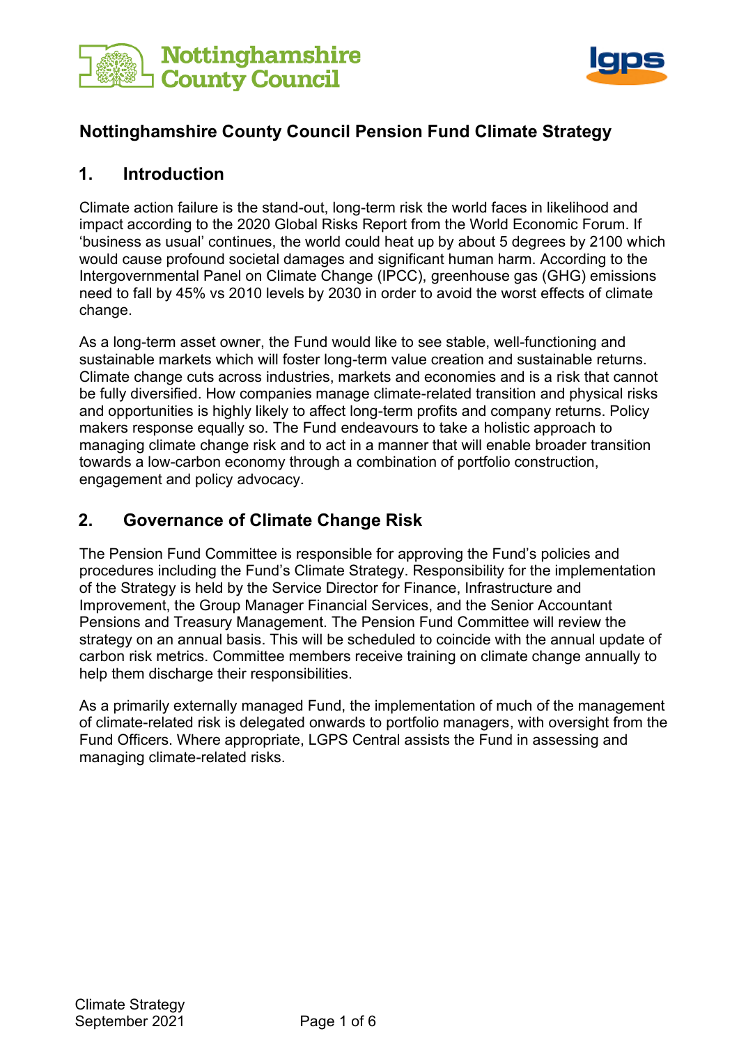# Nottinghamshire County Council Pension Fund Climate Strategy

## 1. Introduction

Climate action failure is the stand-out, long-term risk the world faces in likelihood and impact according to the 2020 Global Risks Report from the World Economic Forum. If 'business as usual' continues, the world could heat up by about 5 degrees by 2100 which would cause profound societal damages and significant human harm. According to the Intergovernmental Panel on Climate Change (IPCC), greenhouse gas (GHG) emissions need to fall by 45% vs 2010 levels by 2030 in order to avoid the worst effects of climate change.

As a long-term asset owner, the Fund would like to see stable, well-functioning and sustainable markets which will foster long-term value creation and sustainable returns. Climate change cuts across industries, markets and economies and is a risk that cannot be fully diversified. How companies manage climate-related transition and physical risks and opportunities is highly likely to affect long-term profits and company returns. Policy makers response equally so. The Fund endeavours to take a holistic approach to managing climate change risk and to act in a manner that will enable broader transition towards a low-carbon economy through a combination of portfolio construction, engagement and policy advocacy.

## 2. Governance of Climate Change Risk

The Pension Fund Committee is responsible for approving the Fund's policies and procedures including the Fund's Climate Strategy. Responsibility for the implementation of the Strategy is held by the Service Director for Finance, Infrastructure and Improvement, the Group Manager Financial Services, and the Senior Accountant Pensions and Treasury Management. The Pension Fund Committee will review the strategy on an annual basis. This will be scheduled to coincide with the annual update of carbon risk metrics. Committee members receive training on climate change annually to help them discharge their responsibilities.

As a primarily externally managed Fund, the implementation of much of the management of climate-related risk is delegated onwards to portfolio managers, with oversight from the Fund Officers. Where appropriate, LGPS Central assists the Fund in assessing and managing climate-related risks.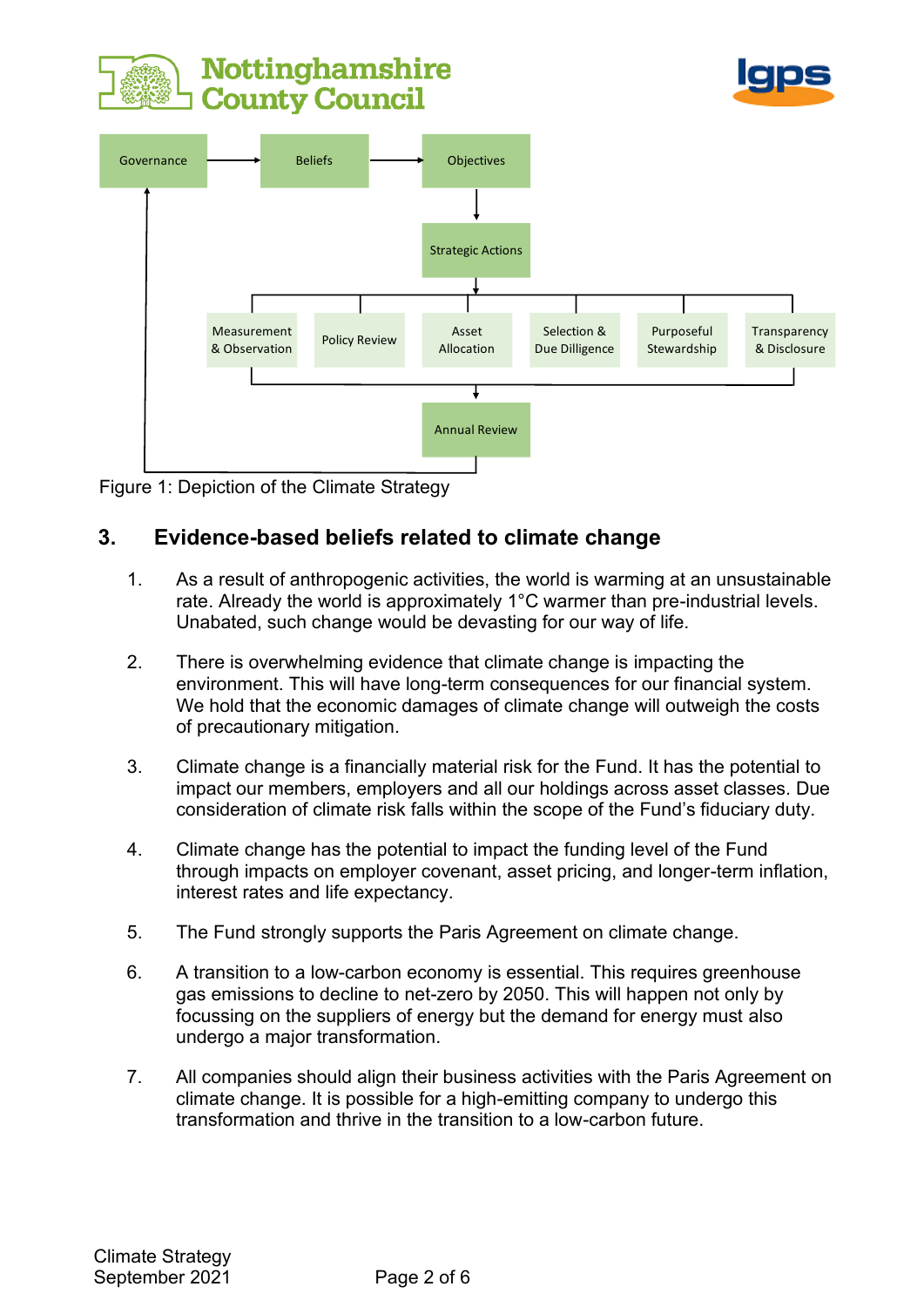Governance → Beliefs → Objectives → Strategic Actions → Measurement & Observation | Policy Review | Asset Allocation | Selection & Due Dilligence | Purposeful Stewardship | Transparency & Disclosure → Annual Review → Governance

Figure 1: Depiction of the Climate Strategy

## 3. Evidence-based beliefs related to climate change

1. As a result of anthropogenic activities, the world is warming at an unsustainable rate. Already the world is approximately 1°C warmer than pre-industrial levels. Unabated, such change would be devasting for our way of life.

2. There is overwhelming evidence that climate change is impacting the environment. This will have long-term consequences for our financial system. We hold that the economic damages of climate change will outweigh the costs of precautionary mitigation.

3. Climate change is a financially material risk for the Fund. It has the potential to impact our members, employers and all our holdings across asset classes. Due consideration of climate risk falls within the scope of the Fund's fiduciary duty.

4. Climate change has the potential to impact the funding level of the Fund through impacts on employer covenant, asset pricing, and longer-term inflation, interest rates and life expectancy.

5. The Fund strongly supports the Paris Agreement on climate change.

6. A transition to a low-carbon economy is essential. This requires greenhouse gas emissions to decline to net-zero by 2050. This will happen not only by focussing on the suppliers of energy but the demand for energy must also undergo a major transformation.

7. All companies should align their business activities with the Paris Agreement on climate change. It is possible for a high-emitting company to undergo this transformation and thrive in the transition to a low-carbon future.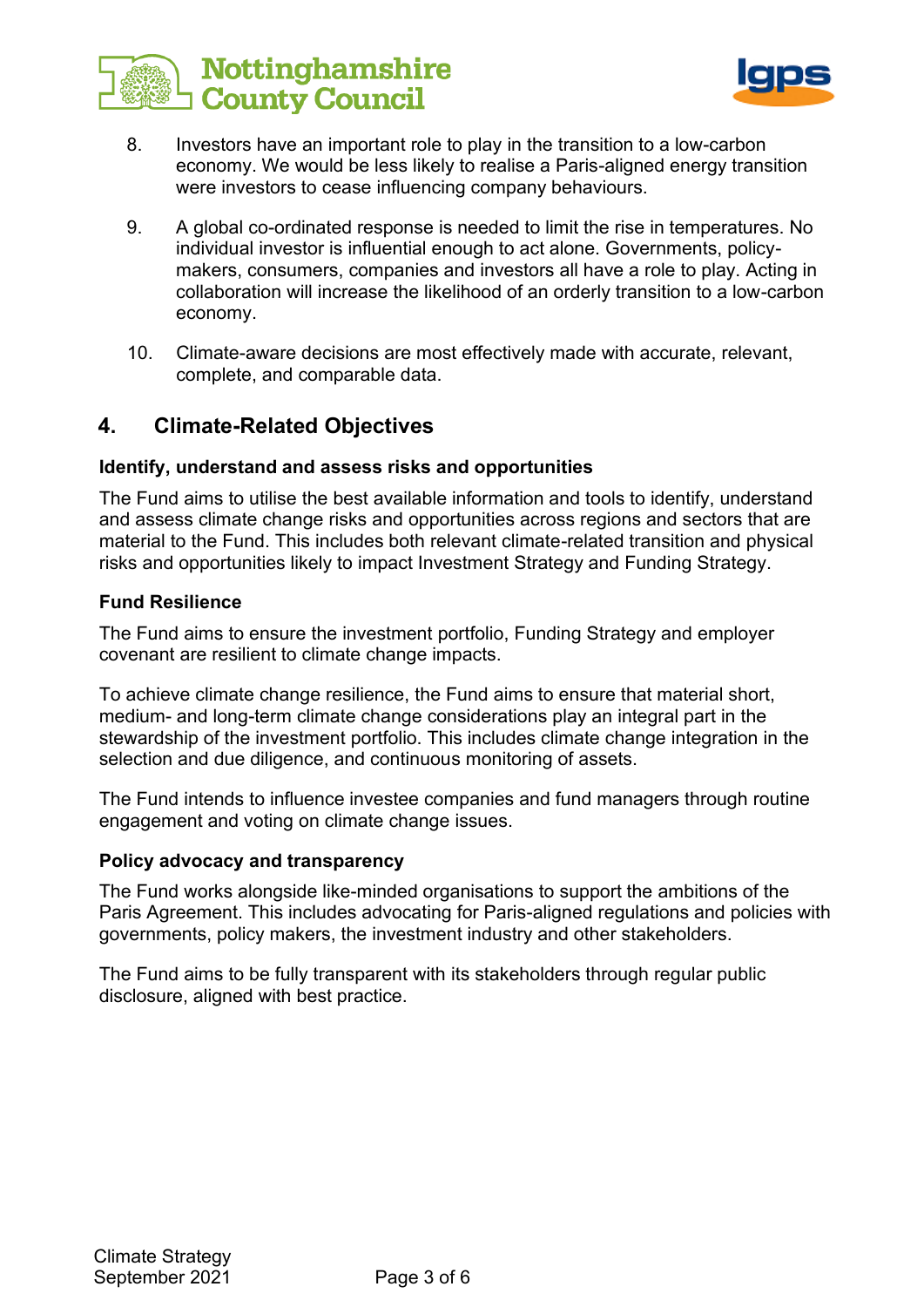8. Investors have an important role to play in the transition to a low-carbon economy. We would be less likely to realise a Paris-aligned energy transition were investors to cease influencing company behaviours.

9. A global co-ordinated response is needed to limit the rise in temperatures. No individual investor is influential enough to act alone. Governments, policy-makers, consumers, companies and investors all have a role to play. Acting in collaboration will increase the likelihood of an orderly transition to a low-carbon economy.

10. Climate-aware decisions are most effectively made with accurate, relevant, complete, and comparable data.

## 4. Climate-Related Objectives

**Identify, understand and assess risks and opportunities**

The Fund aims to utilise the best available information and tools to identify, understand and assess climate change risks and opportunities across regions and sectors that are material to the Fund. This includes both relevant climate-related transition and physical risks and opportunities likely to impact Investment Strategy and Funding Strategy.

**Fund Resilience**

The Fund aims to ensure the investment portfolio, Funding Strategy and employer covenant are resilient to climate change impacts.

To achieve climate change resilience, the Fund aims to ensure that material short, medium- and long-term climate change considerations play an integral part in the stewardship of the investment portfolio. This includes climate change integration in the selection and due diligence, and continuous monitoring of assets.

The Fund intends to influence investee companies and fund managers through routine engagement and voting on climate change issues.

**Policy advocacy and transparency**

The Fund works alongside like-minded organisations to support the ambitions of the Paris Agreement. This includes advocating for Paris-aligned regulations and policies with governments, policy makers, the investment industry and other stakeholders.

The Fund aims to be fully transparent with its stakeholders through regular public disclosure, aligned with best practice.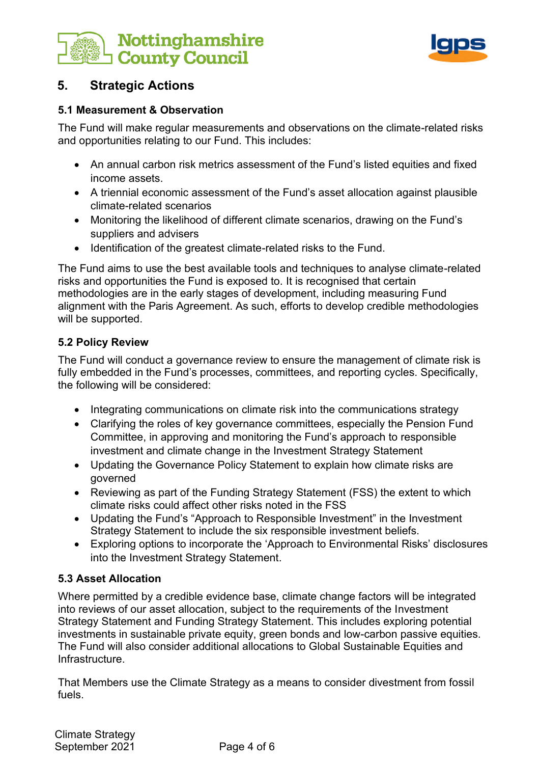## 5. Strategic Actions

### 5.1 Measurement & Observation

The Fund will make regular measurements and observations on the climate-related risks and opportunities relating to our Fund. This includes:

- An annual carbon risk metrics assessment of the Fund's listed equities and fixed income assets.
- A triennial economic assessment of the Fund's asset allocation against plausible climate-related scenarios
- Monitoring the likelihood of different climate scenarios, drawing on the Fund's suppliers and advisers
- Identification of the greatest climate-related risks to the Fund.

The Fund aims to use the best available tools and techniques to analyse climate-related risks and opportunities the Fund is exposed to. It is recognised that certain methodologies are in the early stages of development, including measuring Fund alignment with the Paris Agreement. As such, efforts to develop credible methodologies will be supported.

### 5.2 Policy Review

The Fund will conduct a governance review to ensure the management of climate risk is fully embedded in the Fund's processes, committees, and reporting cycles. Specifically, the following will be considered:

- Integrating communications on climate risk into the communications strategy
- Clarifying the roles of key governance committees, especially the Pension Fund Committee, in approving and monitoring the Fund's approach to responsible investment and climate change in the Investment Strategy Statement
- Updating the Governance Policy Statement to explain how climate risks are governed
- Reviewing as part of the Funding Strategy Statement (FSS) the extent to which climate risks could affect other risks noted in the FSS
- Updating the Fund's "Approach to Responsible Investment" in the Investment Strategy Statement to include the six responsible investment beliefs.
- Exploring options to incorporate the 'Approach to Environmental Risks' disclosures into the Investment Strategy Statement.

### 5.3 Asset Allocation

Where permitted by a credible evidence base, climate change factors will be integrated into reviews of our asset allocation, subject to the requirements of the Investment Strategy Statement and Funding Strategy Statement. This includes exploring potential investments in sustainable private equity, green bonds and low-carbon passive equities. The Fund will also consider additional allocations to Global Sustainable Equities and Infrastructure.

That Members use the Climate Strategy as a means to consider divestment from fossil fuels.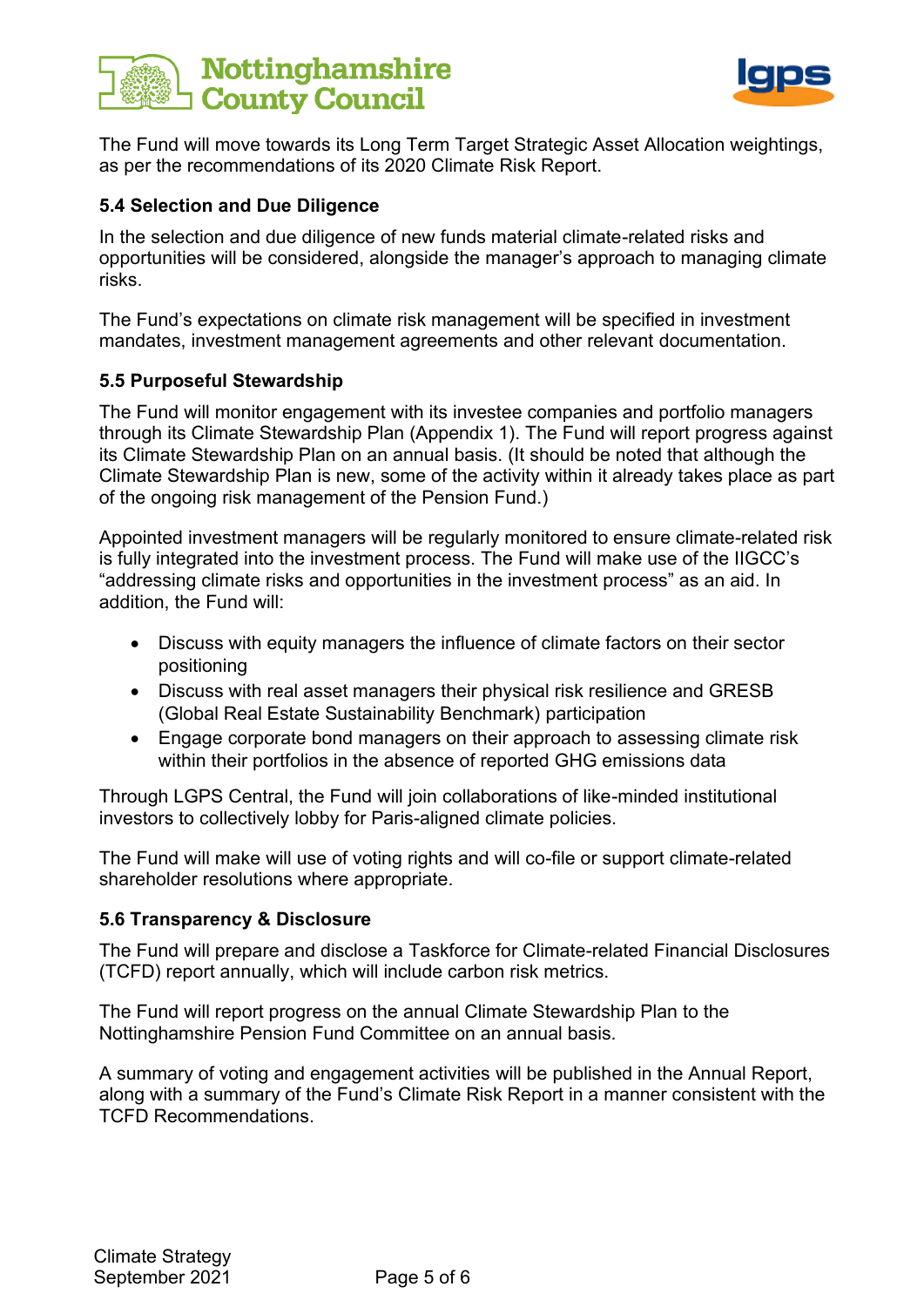The Fund will move towards its Long Term Target Strategic Asset Allocation weightings, as per the recommendations of its 2020 Climate Risk Report.

### 5.4 Selection and Due Diligence

In the selection and due diligence of new funds material climate-related risks and opportunities will be considered, alongside the manager's approach to managing climate risks.

The Fund's expectations on climate risk management will be specified in investment mandates, investment management agreements and other relevant documentation.

### 5.5 Purposeful Stewardship

The Fund will monitor engagement with its investee companies and portfolio managers through its Climate Stewardship Plan (Appendix 1). The Fund will report progress against its Climate Stewardship Plan on an annual basis. (It should be noted that although the Climate Stewardship Plan is new, some of the activity within it already takes place as part of the ongoing risk management of the Pension Fund.)

Appointed investment managers will be regularly monitored to ensure climate-related risk is fully integrated into the investment process. The Fund will make use of the IIGCC's "addressing climate risks and opportunities in the investment process" as an aid. In addition, the Fund will:

- Discuss with equity managers the influence of climate factors on their sector positioning
- Discuss with real asset managers their physical risk resilience and GRESB (Global Real Estate Sustainability Benchmark) participation
- Engage corporate bond managers on their approach to assessing climate risk within their portfolios in the absence of reported GHG emissions data

Through LGPS Central, the Fund will join collaborations of like-minded institutional investors to collectively lobby for Paris-aligned climate policies.

The Fund will make will use of voting rights and will co-file or support climate-related shareholder resolutions where appropriate.

### 5.6 Transparency & Disclosure

The Fund will prepare and disclose a Taskforce for Climate-related Financial Disclosures (TCFD) report annually, which will include carbon risk metrics.

The Fund will report progress on the annual Climate Stewardship Plan to the Nottinghamshire Pension Fund Committee on an annual basis.

A summary of voting and engagement activities will be published in the Annual Report, along with a summary of the Fund's Climate Risk Report in a manner consistent with the TCFD Recommendations.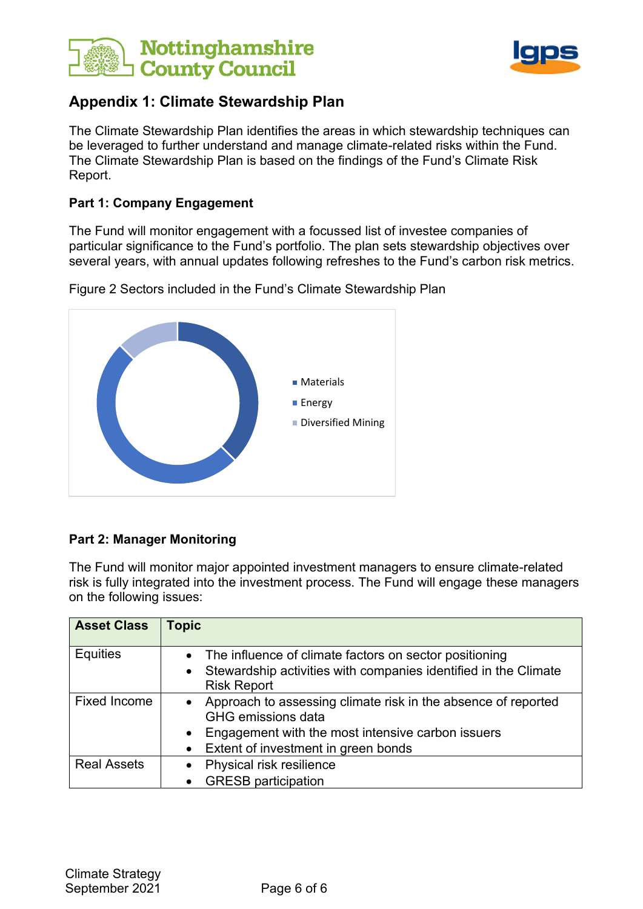# Appendix 1: Climate Stewardship Plan

The Climate Stewardship Plan identifies the areas in which stewardship techniques can be leveraged to further understand and manage climate-related risks within the Fund. The Climate Stewardship Plan is based on the findings of the Fund's Climate Risk Report.

**Part 1: Company Engagement**

The Fund will monitor engagement with a focussed list of investee companies of particular significance to the Fund's portfolio. The plan sets stewardship objectives over several years, with annual updates following refreshes to the Fund's carbon risk metrics.

Figure 2 Sectors included in the Fund's Climate Stewardship Plan

Materials
Energy
Diversified Mining

**Part 2: Manager Monitoring**

The Fund will monitor major appointed investment managers to ensure climate-related risk is fully integrated into the investment process. The Fund will engage these managers on the following issues:

| Asset Class | Topic |
|---|---|
| Equities | • The influence of climate factors on sector positioning<br>• Stewardship activities with companies identified in the Climate Risk Report |
| Fixed Income | • Approach to assessing climate risk in the absence of reported GHG emissions data<br>• Engagement with the most intensive carbon issuers<br>• Extent of investment in green bonds |
| Real Assets | • Physical risk resilience<br>• GRESB participation |